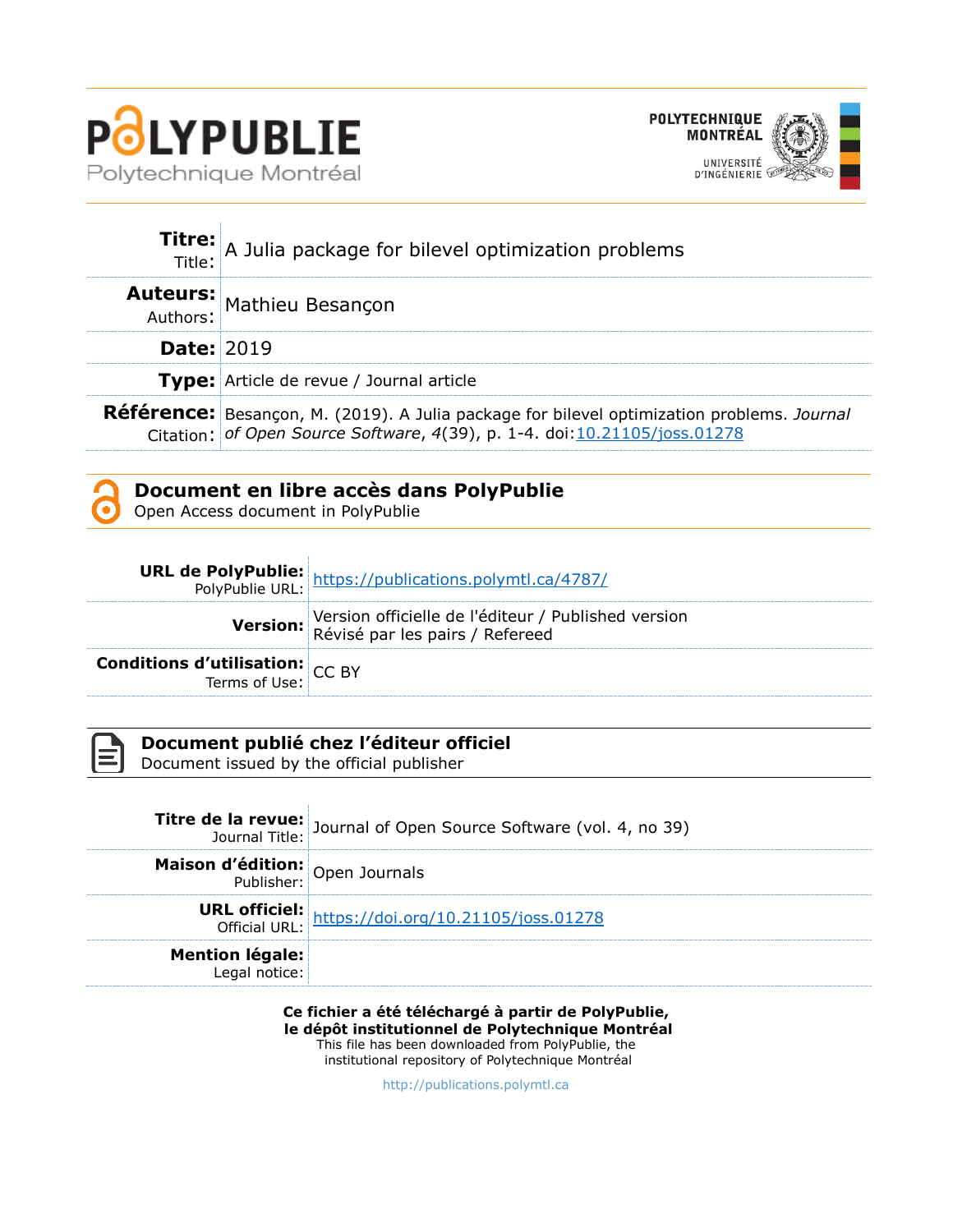# PolyPublie

Polytechnique Montréal

POLYTECHNIQUE MONTRÉAL
UNIVERSITÉ D'INGÉNIERIE

| | |
|---|---|
| **Titre:** Title: | A Julia package for bilevel optimization problems |
| **Auteurs:** Authors: | Mathieu Besançon |
| **Date:** | 2019 |
| **Type:** | Article de revue / Journal article |
| **Référence:** Citation: | Besançon, M. (2019). A Julia package for bilevel optimization problems. *Journal of Open Source Software*, *4*(39), p. 1-4. doi:10.21105/joss.01278 |

## Document en libre accès dans PolyPublie
Open Access document in PolyPublie

| | |
|---|---|
| **URL de PolyPublie:** PolyPublie URL: | https://publications.polymtl.ca/4787/ |
| **Version:** | Version officielle de l'éditeur / Published version<br>Révisé par les pairs / Refereed |
| **Conditions d'utilisation:** Terms of Use: | CC BY |

## Document publié chez l'éditeur officiel
Document issued by the official publisher

| | |
|---|---|
| **Titre de la revue:** Journal Title: | Journal of Open Source Software (vol. 4, no 39) |
| **Maison d'édition:** Publisher: | Open Journals |
| **URL officiel:** Official URL: | https://doi.org/10.21105/joss.01278 |
| **Mention légale:** Legal notice: | |

**Ce fichier a été téléchargé à partir de PolyPublie, le dépôt institutionnel de Polytechnique Montréal**
This file has been downloaded from PolyPublie, the institutional repository of Polytechnique Montréal

http://publications.polymtl.ca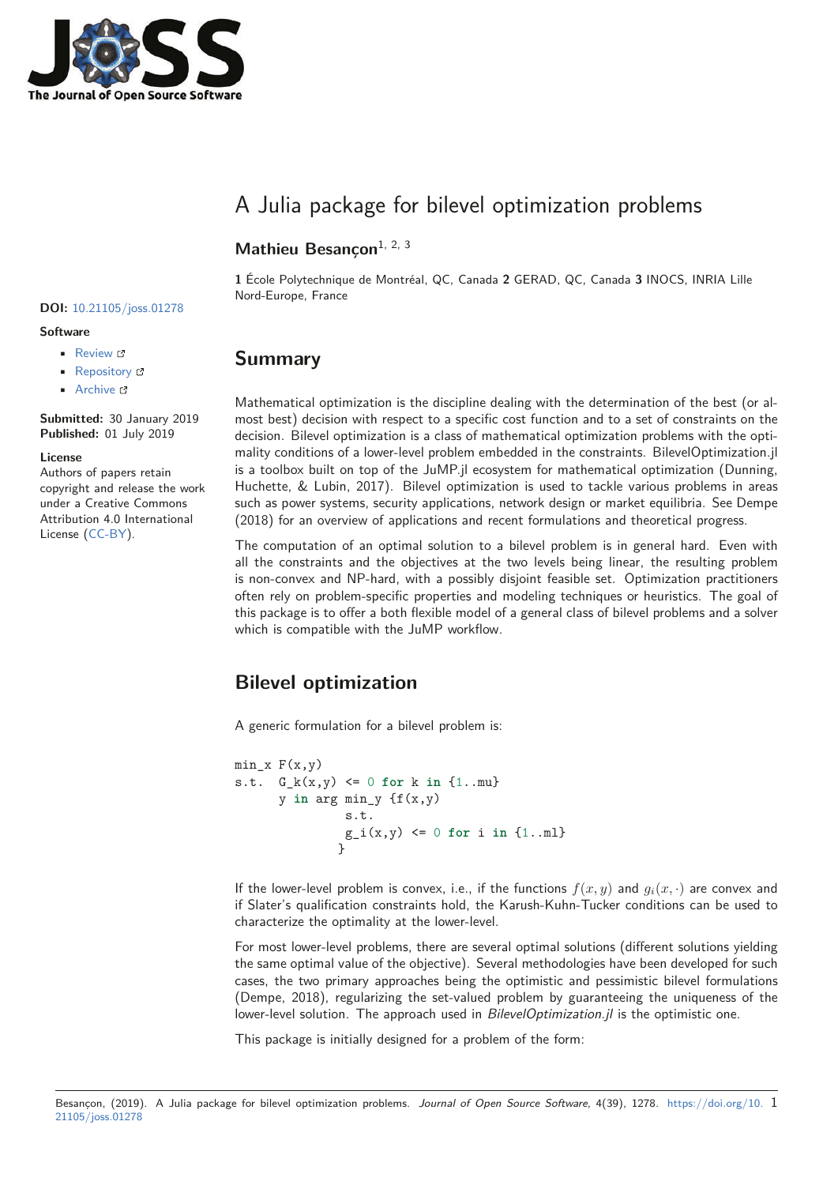# A Julia package for bilevel optimization problems

**Mathieu Besançon**[1, 2, 3]

**1** École Polytechnique de Montréal, QC, Canada **2** GERAD, QC, Canada **3** INOCS, INRIA Lille Nord-Europe, France

**DOI:** 10.21105/joss.01278

**Software**

- Review
- Repository
- Archive

**Submitted:** 30 January 2019
**Published:** 01 July 2019

**License**
Authors of papers retain copyright and release the work under a Creative Commons Attribution 4.0 International License (CC-BY).

## Summary

Mathematical optimization is the discipline dealing with the determination of the best (or almost best) decision with respect to a specific cost function and to a set of constraints on the decision. Bilevel optimization is a class of mathematical optimization problems with the optimality conditions of a lower-level problem embedded in the constraints. BilevelOptimization.jl is a toolbox built on top of the JuMP.jl ecosystem for mathematical optimization (Dunning, Huchette, & Lubin, 2017). Bilevel optimization is used to tackle various problems in areas such as power systems, security applications, network design or market equilibria. See Dempe (2018) for an overview of applications and recent formulations and theoretical progress.

The computation of an optimal solution to a bilevel problem is in general hard. Even with all the constraints and the objectives at the two levels being linear, the resulting problem is non-convex and NP-hard, with a possibly disjoint feasible set. Optimization practitioners often rely on problem-specific properties and modeling techniques or heuristics. The goal of this package is to offer a both flexible model of a general class of bilevel problems and a solver which is compatible with the JuMP workflow.

## Bilevel optimization

A generic formulation for a bilevel problem is:

```
min_x F(x,y)
s.t.  G_k(x,y) <= 0 for k in {1..mu}
      y in arg min_y {f(x,y)
                s.t.
                g_i(x,y) <= 0 for i in {1..ml}
               }
```

If the lower-level problem is convex, i.e., if the functions $f(x, y)$ and $g_i(x, \cdot)$ are convex and if Slater's qualification constraints hold, the Karush-Kuhn-Tucker conditions can be used to characterize the optimality at the lower-level.

For most lower-level problems, there are several optimal solutions (different solutions yielding the same optimal value of the objective). Several methodologies have been developed for such cases, the two primary approaches being the optimistic and pessimistic bilevel formulations (Dempe, 2018), regularizing the set-valued problem by guaranteeing the uniqueness of the lower-level solution. The approach used in *BilevelOptimization.jl* is the optimistic one.

This package is initially designed for a problem of the form: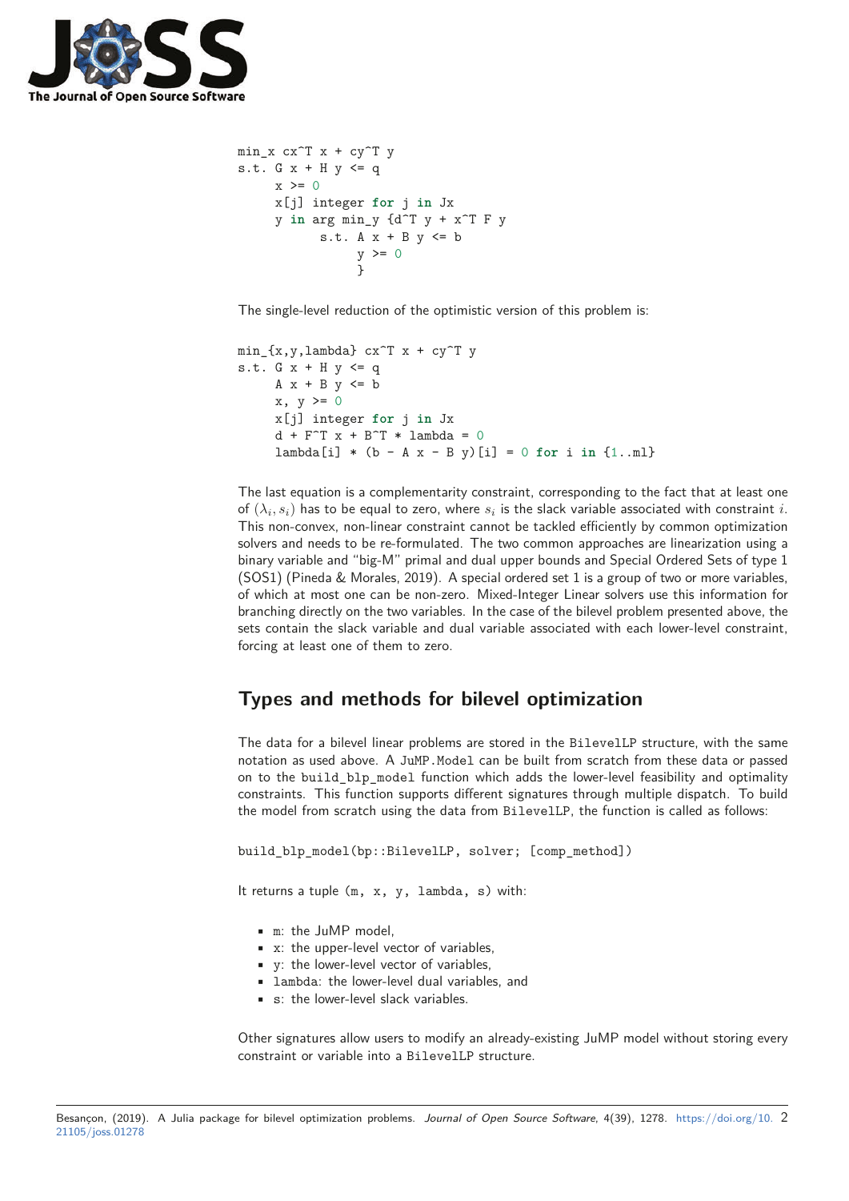```
min_x cx^T x + cy^T y
s.t. G x + H y <= q
     x >= 0
     x[j] integer for j in Jx
     y in arg min_y {d^T y + x^T F y
           s.t. A x + B y <= b
                y >= 0
                }
```

The single-level reduction of the optimistic version of this problem is:

```
min_{x,y,lambda} cx^T x + cy^T y
s.t. G x + H y <= q
     A x + B y <= b
     x, y >= 0
     x[j] integer for j in Jx
     d + F^T x + B^T * lambda = 0
     lambda[i] * (b - A x - B y)[i] = 0 for i in {1..ml}
```

The last equation is a complementarity constraint, corresponding to the fact that at least one of $(\lambda_i, s_i)$ has to be equal to zero, where $s_i$ is the slack variable associated with constraint $i$. This non-convex, non-linear constraint cannot be tackled efficiently by common optimization solvers and needs to be re-formulated. The two common approaches are linearization using a binary variable and "big-M" primal and dual upper bounds and Special Ordered Sets of type 1 (SOS1) (Pineda & Morales, 2019). A special ordered set 1 is a group of two or more variables, of which at most one can be non-zero. Mixed-Integer Linear solvers use this information for branching directly on the two variables. In the case of the bilevel problem presented above, the sets contain the slack variable and dual variable associated with each lower-level constraint, forcing at least one of them to zero.

## Types and methods for bilevel optimization

The data for a bilevel linear problems are stored in the `BilevelLP` structure, with the same notation as used above. A `JuMP.Model` can be built from scratch from these data or passed on to the `build_blp_model` function which adds the lower-level feasibility and optimality constraints. This function supports different signatures through multiple dispatch. To build the model from scratch using the data from `BilevelLP`, the function is called as follows:

```
build_blp_model(bp::BilevelLP, solver; [comp_method])
```

It returns a tuple `(m, x, y, lambda, s)` with:

- `m`: the JuMP model,
- `x`: the upper-level vector of variables,
- `y`: the lower-level vector of variables,
- `lambda`: the lower-level dual variables, and
- `s`: the lower-level slack variables.

Other signatures allow users to modify an already-existing JuMP model without storing every constraint or variable into a `BilevelLP` structure.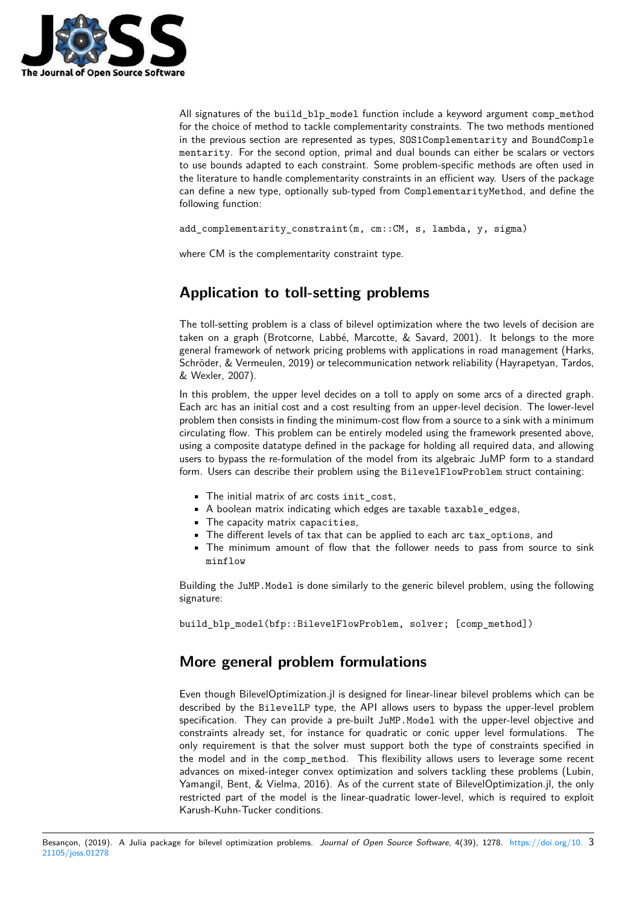All signatures of the `build_blp_model` function include a keyword argument `comp_method` for the choice of method to tackle complementarity constraints. The two methods mentioned in the previous section are represented as types, `SOS1Complementarity` and `BoundComplementarity`. For the second option, primal and dual bounds can either be scalars or vectors to use bounds adapted to each constraint. Some problem-specific methods are often used in the literature to handle complementarity constraints in an efficient way. Users of the package can define a new type, optionally sub-typed from `ComplementarityMethod`, and define the following function:

```
add_complementarity_constraint(m, cm::CM, s, lambda, y, sigma)
```

where CM is the complementarity constraint type.

## Application to toll-setting problems

The toll-setting problem is a class of bilevel optimization where the two levels of decision are taken on a graph (Brotcorne, Labbé, Marcotte, & Savard, 2001). It belongs to the more general framework of network pricing problems with applications in road management (Harks, Schröder, & Vermeulen, 2019) or telecommunication network reliability (Hayrapetyan, Tardos, & Wexler, 2007).

In this problem, the upper level decides on a toll to apply on some arcs of a directed graph. Each arc has an initial cost and a cost resulting from an upper-level decision. The lower-level problem then consists in finding the minimum-cost flow from a source to a sink with a minimum circulating flow. This problem can be entirely modeled using the framework presented above, using a composite datatype defined in the package for holding all required data, and allowing users to bypass the re-formulation of the model from its algebraic JuMP form to a standard form. Users can describe their problem using the `BilevelFlowProblem` struct containing:

- The initial matrix of arc costs `init_cost`,
- A boolean matrix indicating which edges are taxable `taxable_edges`,
- The capacity matrix `capacities`,
- The different levels of tax that can be applied to each arc `tax_options`, and
- The minimum amount of flow that the follower needs to pass from source to sink `minflow`

Building the `JuMP.Model` is done similarly to the generic bilevel problem, using the following signature:

```
build_blp_model(bfp::BilevelFlowProblem, solver; [comp_method])
```

## More general problem formulations

Even though BilevelOptimization.jl is designed for linear-linear bilevel problems which can be described by the `BilevelLP` type, the API allows users to bypass the upper-level problem specification. They can provide a pre-built `JuMP.Model` with the upper-level objective and constraints already set, for instance for quadratic or conic upper level formulations. The only requirement is that the solver must support both the type of constraints specified in the model and in the `comp_method`. This flexibility allows users to leverage some recent advances on mixed-integer convex optimization and solvers tackling these problems (Lubin, Yamangil, Bent, & Vielma, 2016). As of the current state of BilevelOptimization.jl, the only restricted part of the model is the linear-quadratic lower-level, which is required to exploit Karush-Kuhn-Tucker conditions.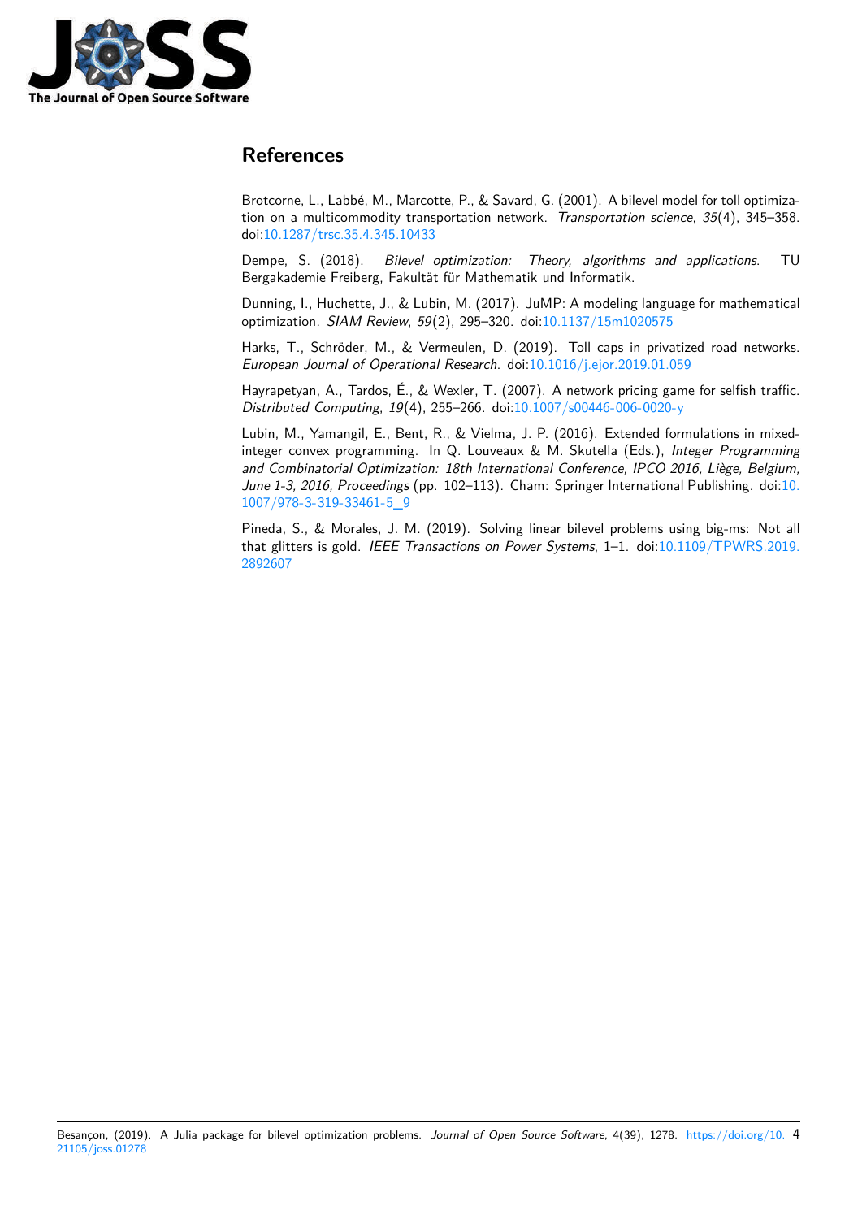## References

Brotcorne, L., Labbé, M., Marcotte, P., & Savard, G. (2001). A bilevel model for toll optimization on a multicommodity transportation network. *Transportation science*, *35*(4), 345–358. doi:10.1287/trsc.35.4.345.10433

Dempe, S. (2018). *Bilevel optimization: Theory, algorithms and applications*. TU Bergakademie Freiberg, Fakultät für Mathematik und Informatik.

Dunning, I., Huchette, J., & Lubin, M. (2017). JuMP: A modeling language for mathematical optimization. *SIAM Review*, *59*(2), 295–320. doi:10.1137/15m1020575

Harks, T., Schröder, M., & Vermeulen, D. (2019). Toll caps in privatized road networks. *European Journal of Operational Research*. doi:10.1016/j.ejor.2019.01.059

Hayrapetyan, A., Tardos, É., & Wexler, T. (2007). A network pricing game for selfish traffic. *Distributed Computing*, *19*(4), 255–266. doi:10.1007/s00446-006-0020-y

Lubin, M., Yamangil, E., Bent, R., & Vielma, J. P. (2016). Extended formulations in mixed-integer convex programming. In Q. Louveaux & M. Skutella (Eds.), *Integer Programming and Combinatorial Optimization: 18th International Conference, IPCO 2016, Liège, Belgium, June 1-3, 2016, Proceedings* (pp. 102–113). Cham: Springer International Publishing. doi:10.1007/978-3-319-33461-5_9

Pineda, S., & Morales, J. M. (2019). Solving linear bilevel problems using big-ms: Not all that glitters is gold. *IEEE Transactions on Power Systems*, 1–1. doi:10.1109/TPWRS.2019.2892607